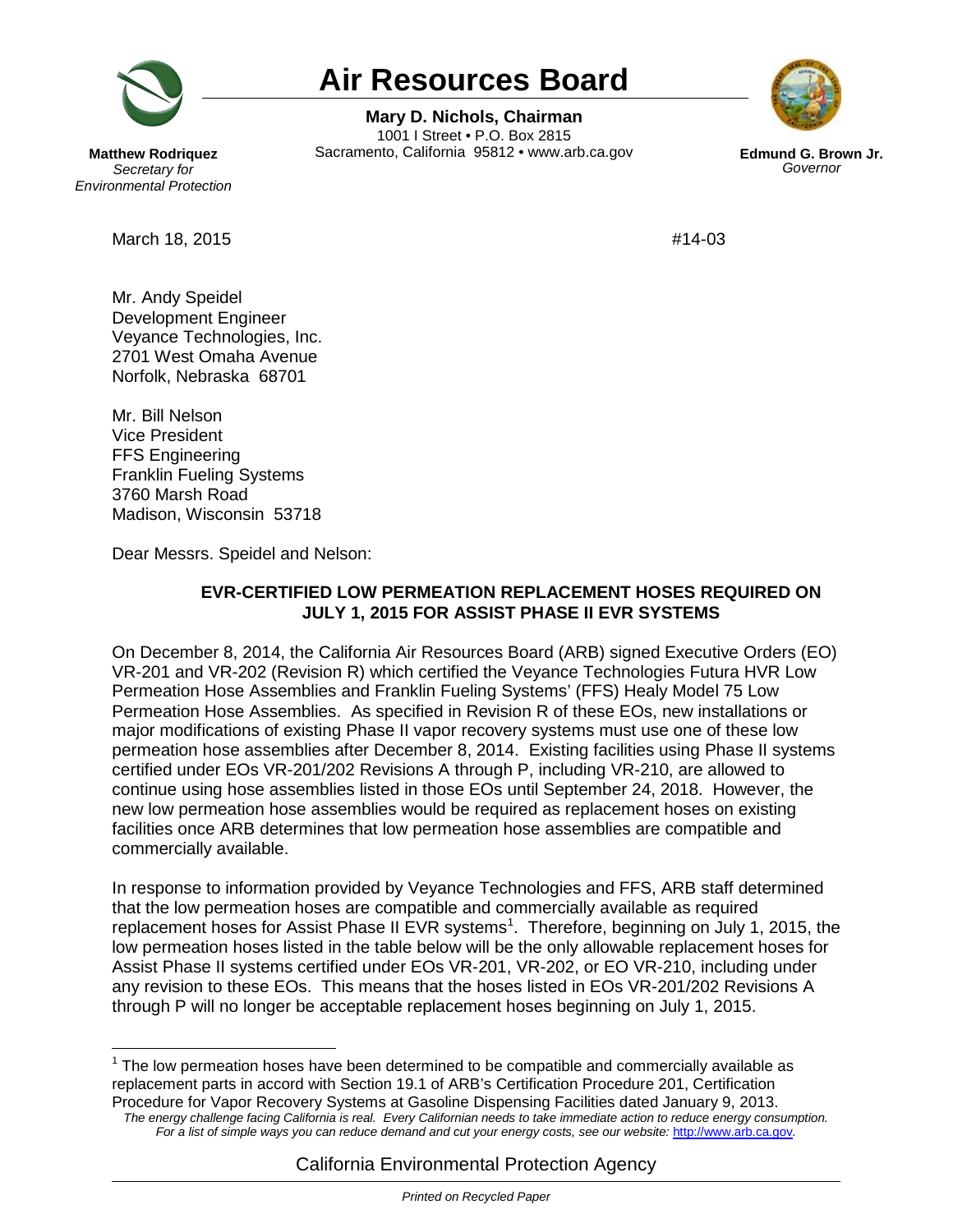# Air Resources Board

**Mary D. Nichols, Chairman**
1001 I Street • P.O. Box 2815
Sacramento, California 95812 • www.arb.ca.gov

**Matthew Rodriquez**
*Secretary for Environmental Protection*

**Edmund G. Brown Jr.**
*Governor*

March 18, 2015 #14-03

Mr. Andy Speidel
Development Engineer
Veyance Technologies, Inc.
2701 West Omaha Avenue
Norfolk, Nebraska 68701

Mr. Bill Nelson
Vice President
FFS Engineering
Franklin Fueling Systems
3760 Marsh Road
Madison, Wisconsin 53718

Dear Messrs. Speidel and Nelson:

**EVR-CERTIFIED LOW PERMEATION REPLACEMENT HOSES REQUIRED ON JULY 1, 2015 FOR ASSIST PHASE II EVR SYSTEMS**

On December 8, 2014, the California Air Resources Board (ARB) signed Executive Orders (EO) VR-201 and VR-202 (Revision R) which certified the Veyance Technologies Futura HVR Low Permeation Hose Assemblies and Franklin Fueling Systems' (FFS) Healy Model 75 Low Permeation Hose Assemblies. As specified in Revision R of these EOs, new installations or major modifications of existing Phase II vapor recovery systems must use one of these low permeation hose assemblies after December 8, 2014. Existing facilities using Phase II systems certified under EOs VR-201/202 Revisions A through P, including VR-210, are allowed to continue using hose assemblies listed in those EOs until September 24, 2018. However, the new low permeation hose assemblies would be required as replacement hoses on existing facilities once ARB determines that low permeation hose assemblies are compatible and commercially available.

In response to information provided by Veyance Technologies and FFS, ARB staff determined that the low permeation hoses are compatible and commercially available as required replacement hoses for Assist Phase II EVR systems[1]. Therefore, beginning on July 1, 2015, the low permeation hoses listed in the table below will be the only allowable replacement hoses for Assist Phase II systems certified under EOs VR-201, VR-202, or EO VR-210, including under any revision to these EOs. This means that the hoses listed in EOs VR-201/202 Revisions A through P will no longer be acceptable replacement hoses beginning on July 1, 2015.

[1] The low permeation hoses have been determined to be compatible and commercially available as replacement parts in accord with Section 19.1 of ARB's Certification Procedure 201, Certification Procedure for Vapor Recovery Systems at Gasoline Dispensing Facilities dated January 9, 2013.

*The energy challenge facing California is real. Every Californian needs to take immediate action to reduce energy consumption. For a list of simple ways you can reduce demand and cut your energy costs, see our website: http://www.arb.ca.gov.*

California Environmental Protection Agency

*Printed on Recycled Paper*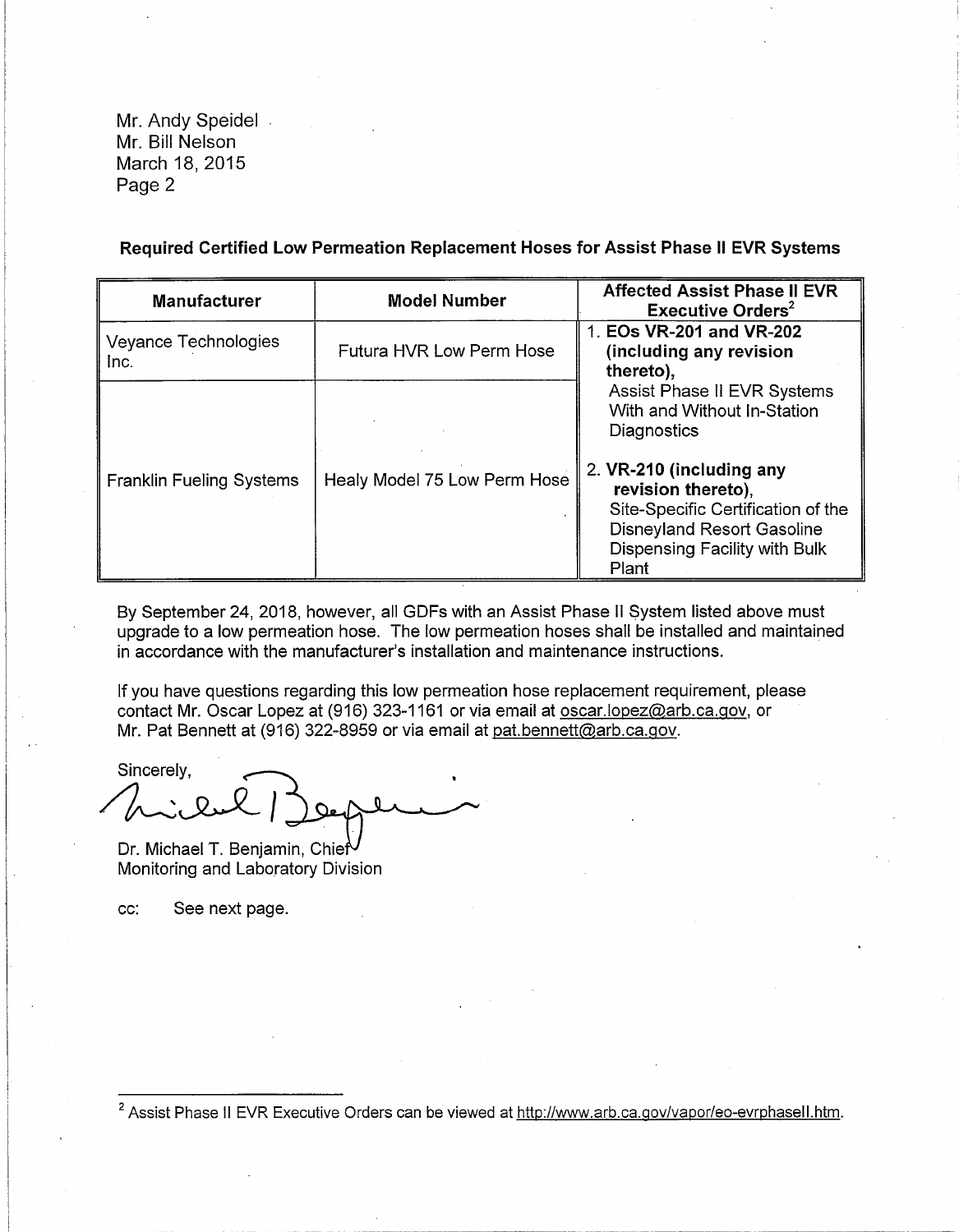Mr. Andy Speidel
Mr. Bill Nelson
March 18, 2015
Page 2

**Required Certified Low Permeation Replacement Hoses for Assist Phase II EVR Systems**

| Manufacturer | Model Number | Affected Assist Phase II EVR Executive Orders[2] |
|---|---|---|
| Veyance Technologies Inc. | Futura HVR Low Perm Hose | 1. **EOs VR-201 and VR-202 (including any revision thereto),** Assist Phase II EVR Systems With and Without In-Station Diagnostics<br><br>2. **VR-210 (including any revision thereto),** Site-Specific Certification of the Disneyland Resort Gasoline Dispensing Facility with Bulk Plant |
| Franklin Fueling Systems | Healy Model 75 Low Perm Hose | |

By September 24, 2018, however, all GDFs with an Assist Phase II System listed above must upgrade to a low permeation hose. The low permeation hoses shall be installed and maintained in accordance with the manufacturer's installation and maintenance instructions.

If you have questions regarding this low permeation hose replacement requirement, please contact Mr. Oscar Lopez at (916) 323-1161 or via email at oscar.lopez@arb.ca.gov, or Mr. Pat Bennett at (916) 322-8959 or via email at pat.bennett@arb.ca.gov.

Sincerely,

Dr. Michael T. Benjamin, Chief
Monitoring and Laboratory Division

cc: See next page.

---

[2] Assist Phase II EVR Executive Orders can be viewed at http://www.arb.ca.gov/vapor/eo-evrphaseII.htm.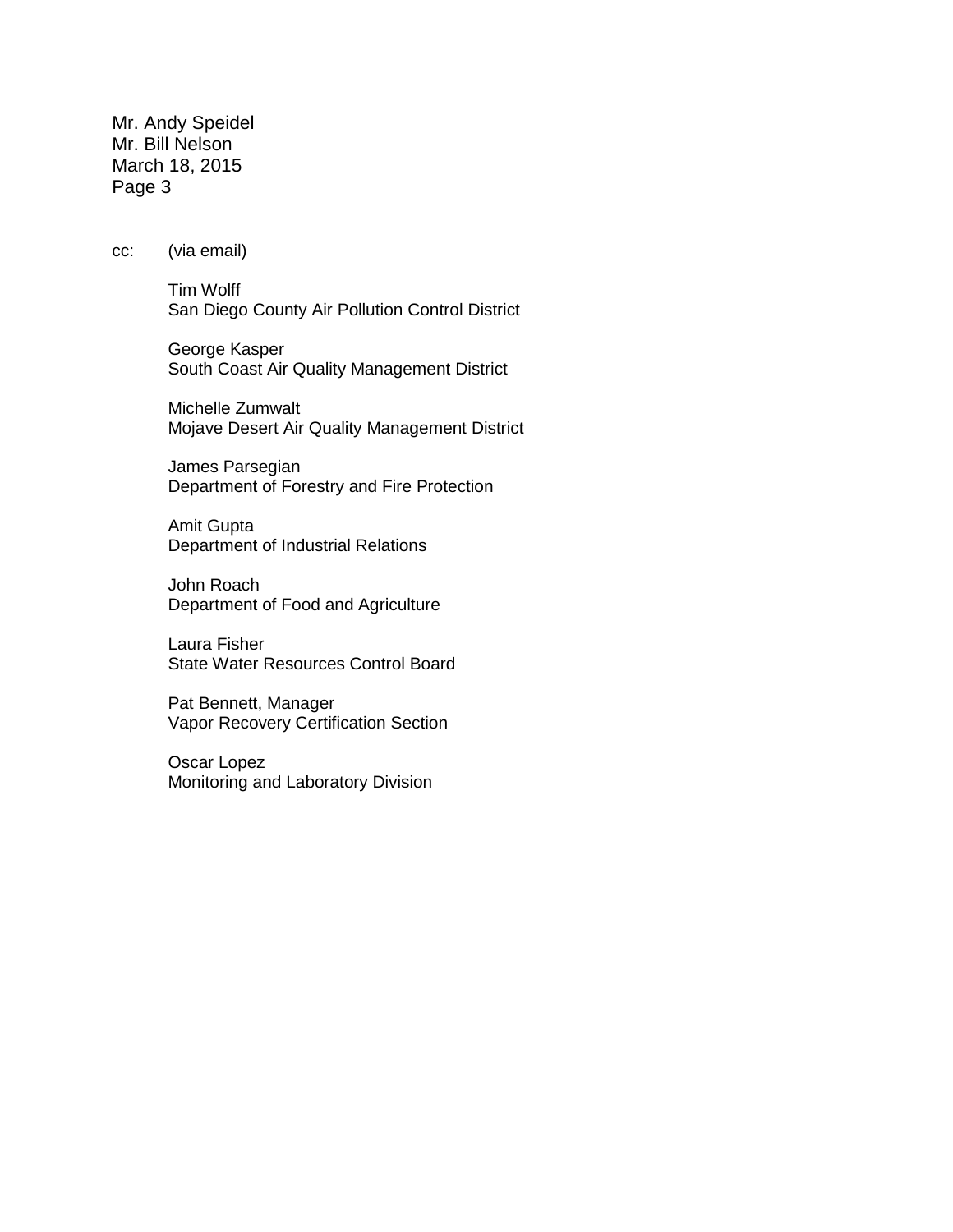cc: (via email)

Tim Wolff
San Diego County Air Pollution Control District

George Kasper
South Coast Air Quality Management District

Michelle Zumwalt
Mojave Desert Air Quality Management District

James Parsegian
Department of Forestry and Fire Protection

Amit Gupta
Department of Industrial Relations

John Roach
Department of Food and Agriculture

Laura Fisher
State Water Resources Control Board

Pat Bennett, Manager
Vapor Recovery Certification Section

Oscar Lopez
Monitoring and Laboratory Division